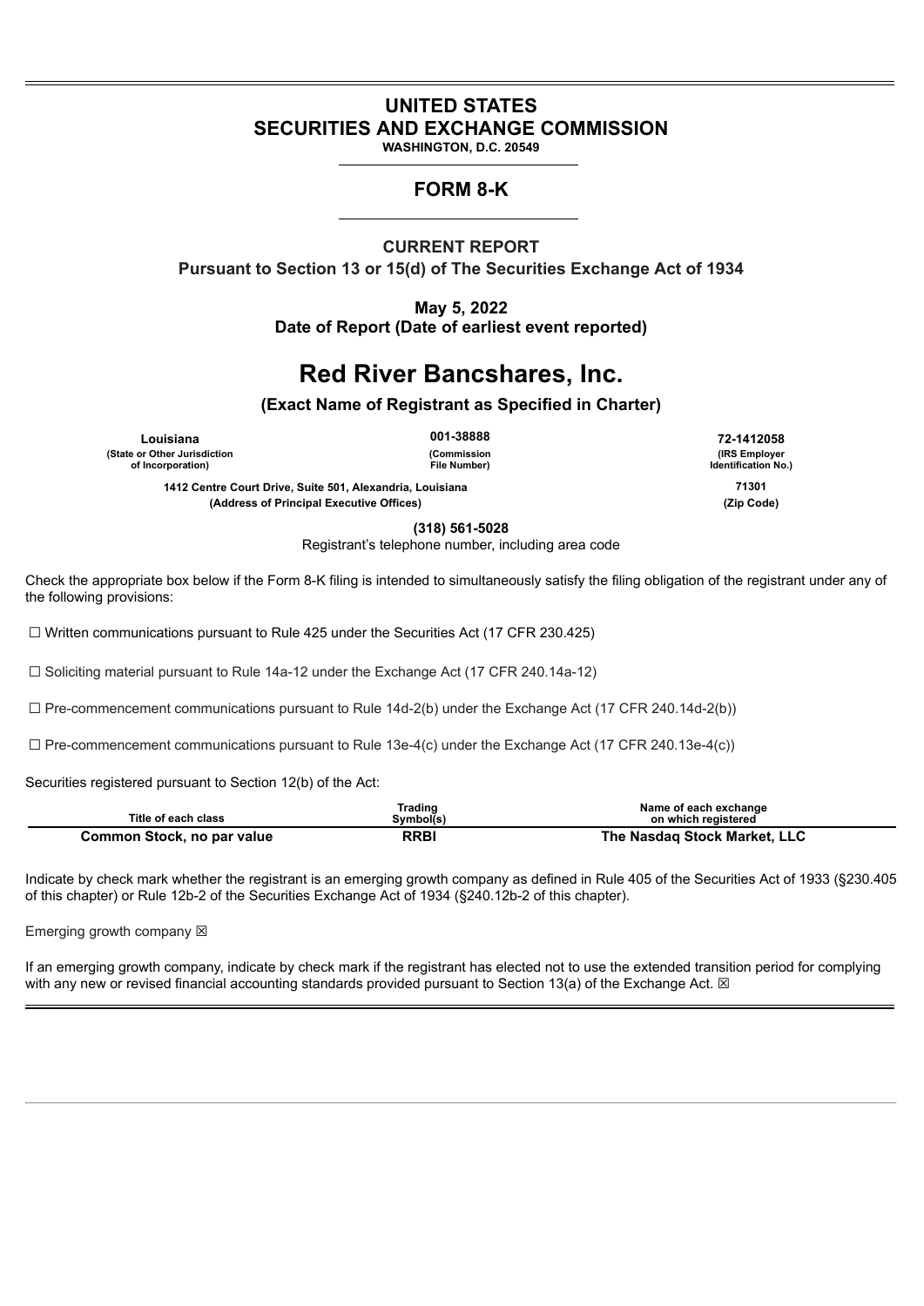# UNITED STATES
# SECURITIES AND EXCHANGE COMMISSION

**WASHINGTON, D.C. 20549**

## FORM 8-K

**CURRENT REPORT**

**Pursuant to Section 13 or 15(d) of The Securities Exchange Act of 1934**

**May 5, 2022**

**Date of Report (Date of earliest event reported)**

# Red River Bancshares, Inc.

**(Exact Name of Registrant as Specified in Charter)**

| Louisiana | 001-38888 | 72-1412058 |
|---|---|---|
| (State or Other Jurisdiction of Incorporation) | (Commission File Number) | (IRS Employer Identification No.) |

| 1412 Centre Court Drive, Suite 501, Alexandria, Louisiana | 71301 |
|---|---|
| (Address of Principal Executive Offices) | (Zip Code) |

**(318) 561-5028**

Registrant's telephone number, including area code

Check the appropriate box below if the Form 8-K filing is intended to simultaneously satisfy the filing obligation of the registrant under any of the following provisions:

☐ Written communications pursuant to Rule 425 under the Securities Act (17 CFR 230.425)

☐ Soliciting material pursuant to Rule 14a-12 under the Exchange Act (17 CFR 240.14a-12)

☐ Pre-commencement communications pursuant to Rule 14d-2(b) under the Exchange Act (17 CFR 240.14d-2(b))

☐ Pre-commencement communications pursuant to Rule 13e-4(c) under the Exchange Act (17 CFR 240.13e-4(c))

Securities registered pursuant to Section 12(b) of the Act:

| Title of each class | Trading Symbol(s) | Name of each exchange on which registered |
|---|---|---|
| **Common Stock, no par value** | **RRBI** | **The Nasdaq Stock Market, LLC** |

Indicate by check mark whether the registrant is an emerging growth company as defined in Rule 405 of the Securities Act of 1933 (§230.405 of this chapter) or Rule 12b-2 of the Securities Exchange Act of 1934 (§240.12b-2 of this chapter).

Emerging growth company ☒

If an emerging growth company, indicate by check mark if the registrant has elected not to use the extended transition period for complying with any new or revised financial accounting standards provided pursuant to Section 13(a) of the Exchange Act. ☒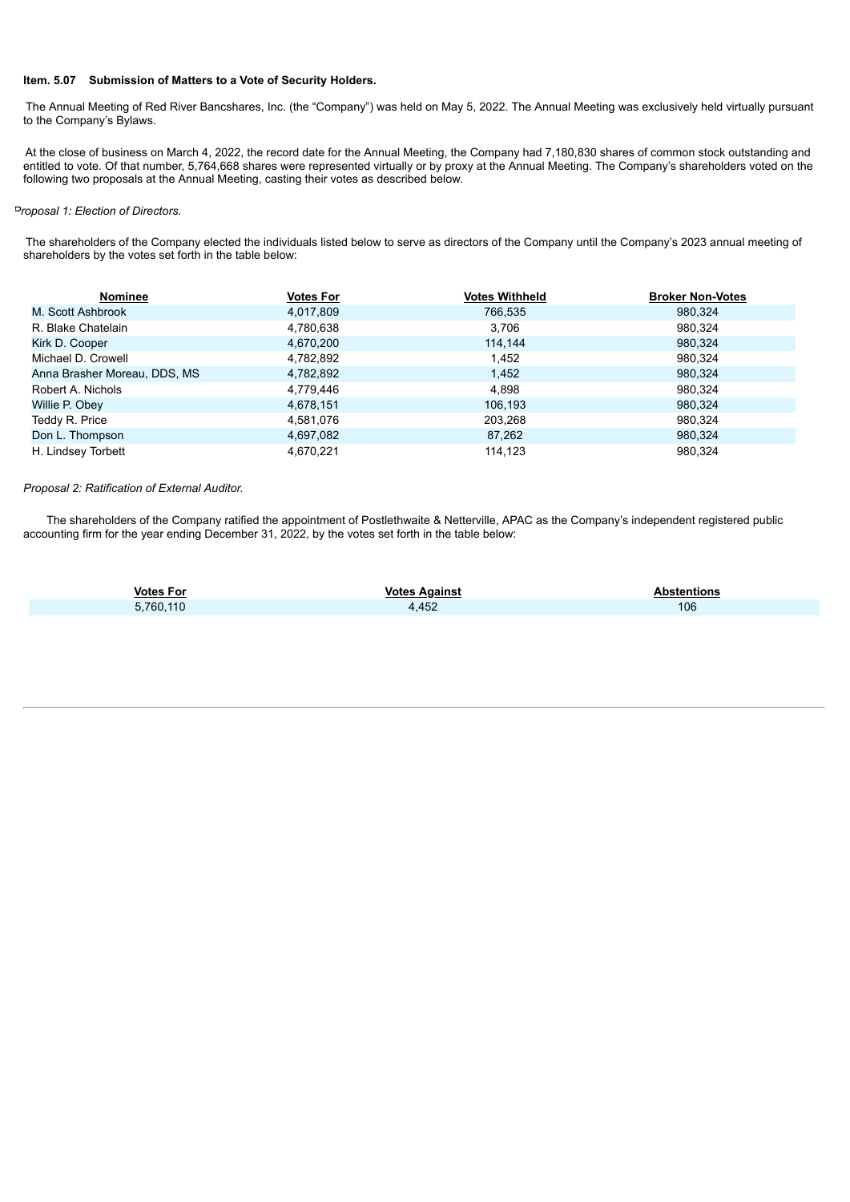**Item. 5.07 Submission of Matters to a Vote of Security Holders.**

The Annual Meeting of Red River Bancshares, Inc. (the "Company") was held on May 5, 2022. The Annual Meeting was exclusively held virtually pursuant to the Company's Bylaws.

At the close of business on March 4, 2022, the record date for the Annual Meeting, the Company had 7,180,830 shares of common stock outstanding and entitled to vote. Of that number, 5,764,668 shares were represented virtually or by proxy at the Annual Meeting. The Company's shareholders voted on the following two proposals at the Annual Meeting, casting their votes as described below.

*Proposal 1: Election of Directors.*

The shareholders of the Company elected the individuals listed below to serve as directors of the Company until the Company's 2023 annual meeting of shareholders by the votes set forth in the table below:

| Nominee | Votes For | Votes Withheld | Broker Non-Votes |
|---|---|---|---|
| M. Scott Ashbrook | 4,017,809 | 766,535 | 980,324 |
| R. Blake Chatelain | 4,780,638 | 3,706 | 980,324 |
| Kirk D. Cooper | 4,670,200 | 114,144 | 980,324 |
| Michael D. Crowell | 4,782,892 | 1,452 | 980,324 |
| Anna Brasher Moreau, DDS, MS | 4,782,892 | 1,452 | 980,324 |
| Robert A. Nichols | 4,779,446 | 4,898 | 980,324 |
| Willie P. Obey | 4,678,151 | 106,193 | 980,324 |
| Teddy R. Price | 4,581,076 | 203,268 | 980,324 |
| Don L. Thompson | 4,697,082 | 87,262 | 980,324 |
| H. Lindsey Torbett | 4,670,221 | 114,123 | 980,324 |

*Proposal 2: Ratification of External Auditor.*

The shareholders of the Company ratified the appointment of Postlethwaite & Netterville, APAC as the Company's independent registered public accounting firm for the year ending December 31, 2022, by the votes set forth in the table below:

| Votes For | Votes Against | Abstentions |
|---|---|---|
| 5,760,110 | 4,452 | 106 |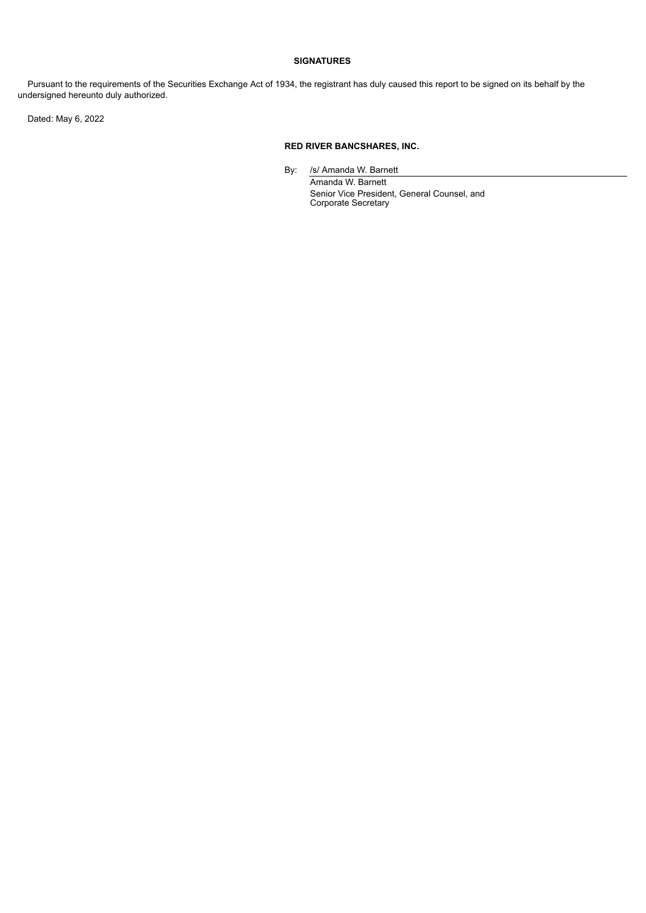**SIGNATURES**

Pursuant to the requirements of the Securities Exchange Act of 1934, the registrant has duly caused this report to be signed on its behalf by the undersigned hereunto duly authorized.

Dated: May 6, 2022

**RED RIVER BANCSHARES, INC.**

By: /s/ Amanda W. Barnett

Amanda W. Barnett
Senior Vice President, General Counsel, and Corporate Secretary